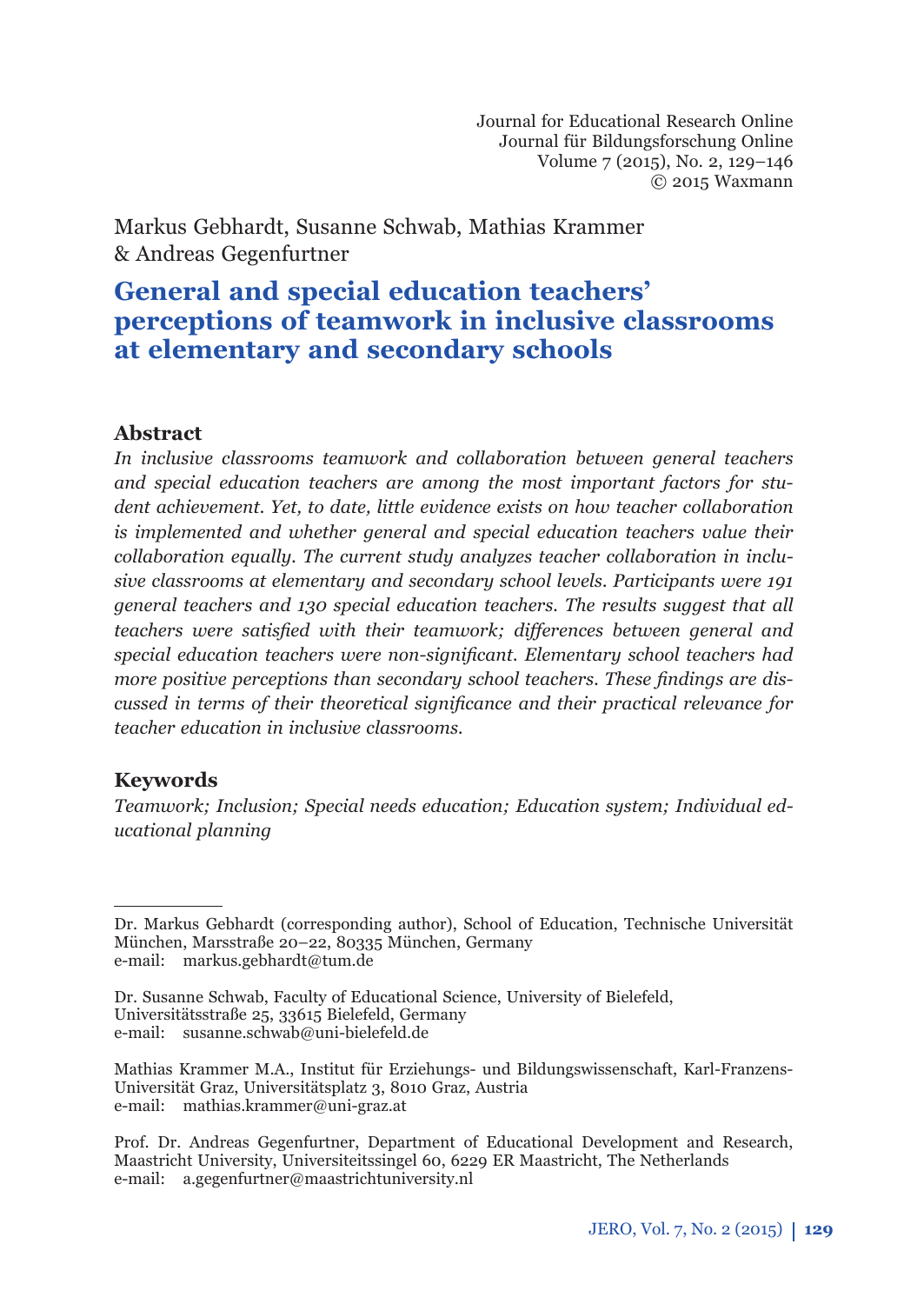Markus Gebhardt, Susanne Schwab, Mathias Krammer & Andreas Gegenfurtner

# General and special education teachers' perceptions of teamwork in inclusive classrooms at elementary and secondary schools

## Abstract

*In inclusive classrooms teamwork and collaboration between general teachers and special education teachers are among the most important factors for student achievement. Yet, to date, little evidence exists on how teacher collaboration is implemented and whether general and special education teachers value their collaboration equally. The current study analyzes teacher collaboration in inclusive classrooms at elementary and secondary school levels. Participants were 191 general teachers and 130 special education teachers. The results suggest that all teachers were satisfied with their teamwork; differences between general and special education teachers were non-significant. Elementary school teachers had more positive perceptions than secondary school teachers. These findings are discussed in terms of their theoretical significance and their practical relevance for teacher education in inclusive classrooms.*

## Keywords

*Teamwork; Inclusion; Special needs education; Education system; Individual educational planning*

---

Dr. Markus Gebhardt (corresponding author), School of Education, Technische Universität München, Marsstraße 20–22, 80335 München, Germany
e-mail: markus.gebhardt@tum.de

Dr. Susanne Schwab, Faculty of Educational Science, University of Bielefeld, Universitätsstraße 25, 33615 Bielefeld, Germany
e-mail: susanne.schwab@uni-bielefeld.de

Mathias Krammer M.A., Institut für Erziehungs- und Bildungswissenschaft, Karl-Franzens-Universität Graz, Universitätsplatz 3, 8010 Graz, Austria
e-mail: mathias.krammer@uni-graz.at

Prof. Dr. Andreas Gegenfurtner, Department of Educational Development and Research, Maastricht University, Universiteitssingel 60, 6229 ER Maastricht, The Netherlands
e-mail: a.gegenfurtner@maastrichtuniversity.nl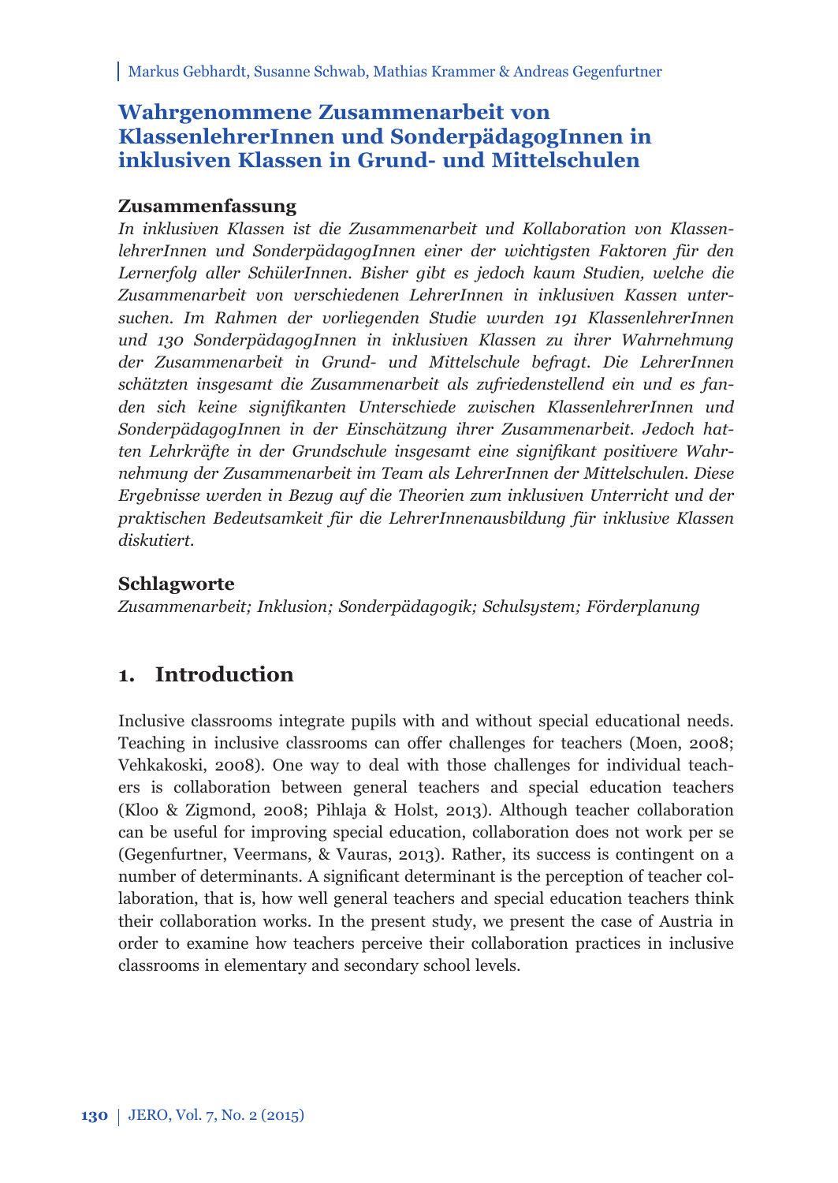Markus Gebhardt, Susanne Schwab, Mathias Krammer & Andreas Gegenfurtner

# Wahrgenommene Zusammenarbeit von KlassenlehrerInnen und SonderpädagogInnen in inklusiven Klassen in Grund- und Mittelschulen

## Zusammenfassung

*In inklusiven Klassen ist die Zusammenarbeit und Kollaboration von KlassenlehrerInnen und SonderpädagogInnen einer der wichtigsten Faktoren für den Lernerfolg aller SchülerInnen. Bisher gibt es jedoch kaum Studien, welche die Zusammenarbeit von verschiedenen LehrerInnen in inklusiven Kassen untersuchen. Im Rahmen der vorliegenden Studie wurden 191 KlassenlehrerInnen und 130 SonderpädagogInnen in inklusiven Klassen zu ihrer Wahrnehmung der Zusammenarbeit in Grund- und Mittelschule befragt. Die LehrerInnen schätzten insgesamt die Zusammenarbeit als zufriedenstellend ein und es fanden sich keine signifikanten Unterschiede zwischen KlassenlehrerInnen und SonderpädagogInnen in der Einschätzung ihrer Zusammenarbeit. Jedoch hatten Lehrkräfte in der Grundschule insgesamt eine signifikant positivere Wahrnehmung der Zusammenarbeit im Team als LehrerInnen der Mittelschulen. Diese Ergebnisse werden in Bezug auf die Theorien zum inklusiven Unterricht und der praktischen Bedeutsamkeit für die LehrerInnenausbildung für inklusive Klassen diskutiert.*

## Schlagworte

*Zusammenarbeit; Inklusion; Sonderpädagogik; Schulsystem; Förderplanung*

## 1. Introduction

Inclusive classrooms integrate pupils with and without special educational needs. Teaching in inclusive classrooms can offer challenges for teachers (Moen, 2008; Vehkakoski, 2008). One way to deal with those challenges for individual teachers is collaboration between general teachers and special education teachers (Kloo & Zigmond, 2008; Pihlaja & Holst, 2013). Although teacher collaboration can be useful for improving special education, collaboration does not work per se (Gegenfurtner, Veermans, & Vauras, 2013). Rather, its success is contingent on a number of determinants. A significant determinant is the perception of teacher collaboration, that is, how well general teachers and special education teachers think their collaboration works. In the present study, we present the case of Austria in order to examine how teachers perceive their collaboration practices in inclusive classrooms in elementary and secondary school levels.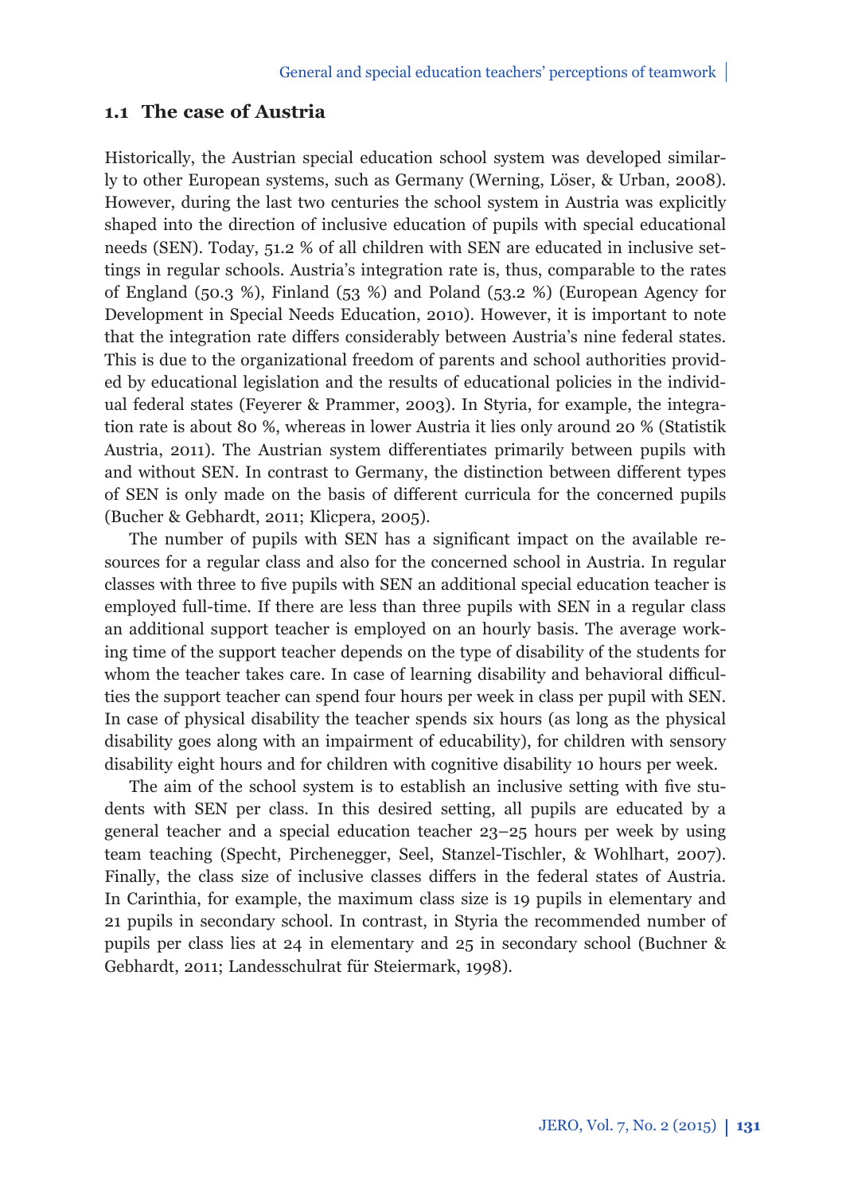### 1.1 The case of Austria

Historically, the Austrian special education school system was developed similarly to other European systems, such as Germany (Werning, Löser, & Urban, 2008). However, during the last two centuries the school system in Austria was explicitly shaped into the direction of inclusive education of pupils with special educational needs (SEN). Today, 51.2 % of all children with SEN are educated in inclusive settings in regular schools. Austria's integration rate is, thus, comparable to the rates of England (50.3 %), Finland (53 %) and Poland (53.2 %) (European Agency for Development in Special Needs Education, 2010). However, it is important to note that the integration rate differs considerably between Austria's nine federal states. This is due to the organizational freedom of parents and school authorities provided by educational legislation and the results of educational policies in the individual federal states (Feyerer & Prammer, 2003). In Styria, for example, the integration rate is about 80 %, whereas in lower Austria it lies only around 20 % (Statistik Austria, 2011). The Austrian system differentiates primarily between pupils with and without SEN. In contrast to Germany, the distinction between different types of SEN is only made on the basis of different curricula for the concerned pupils (Bucher & Gebhardt, 2011; Klicpera, 2005).

The number of pupils with SEN has a significant impact on the available resources for a regular class and also for the concerned school in Austria. In regular classes with three to five pupils with SEN an additional special education teacher is employed full-time. If there are less than three pupils with SEN in a regular class an additional support teacher is employed on an hourly basis. The average working time of the support teacher depends on the type of disability of the students for whom the teacher takes care. In case of learning disability and behavioral difficulties the support teacher can spend four hours per week in class per pupil with SEN. In case of physical disability the teacher spends six hours (as long as the physical disability goes along with an impairment of educability), for children with sensory disability eight hours and for children with cognitive disability 10 hours per week.

The aim of the school system is to establish an inclusive setting with five students with SEN per class. In this desired setting, all pupils are educated by a general teacher and a special education teacher 23–25 hours per week by using team teaching (Specht, Pirchenegger, Seel, Stanzel-Tischler, & Wohlhart, 2007). Finally, the class size of inclusive classes differs in the federal states of Austria. In Carinthia, for example, the maximum class size is 19 pupils in elementary and 21 pupils in secondary school. In contrast, in Styria the recommended number of pupils per class lies at 24 in elementary and 25 in secondary school (Buchner & Gebhardt, 2011; Landesschulrat für Steiermark, 1998).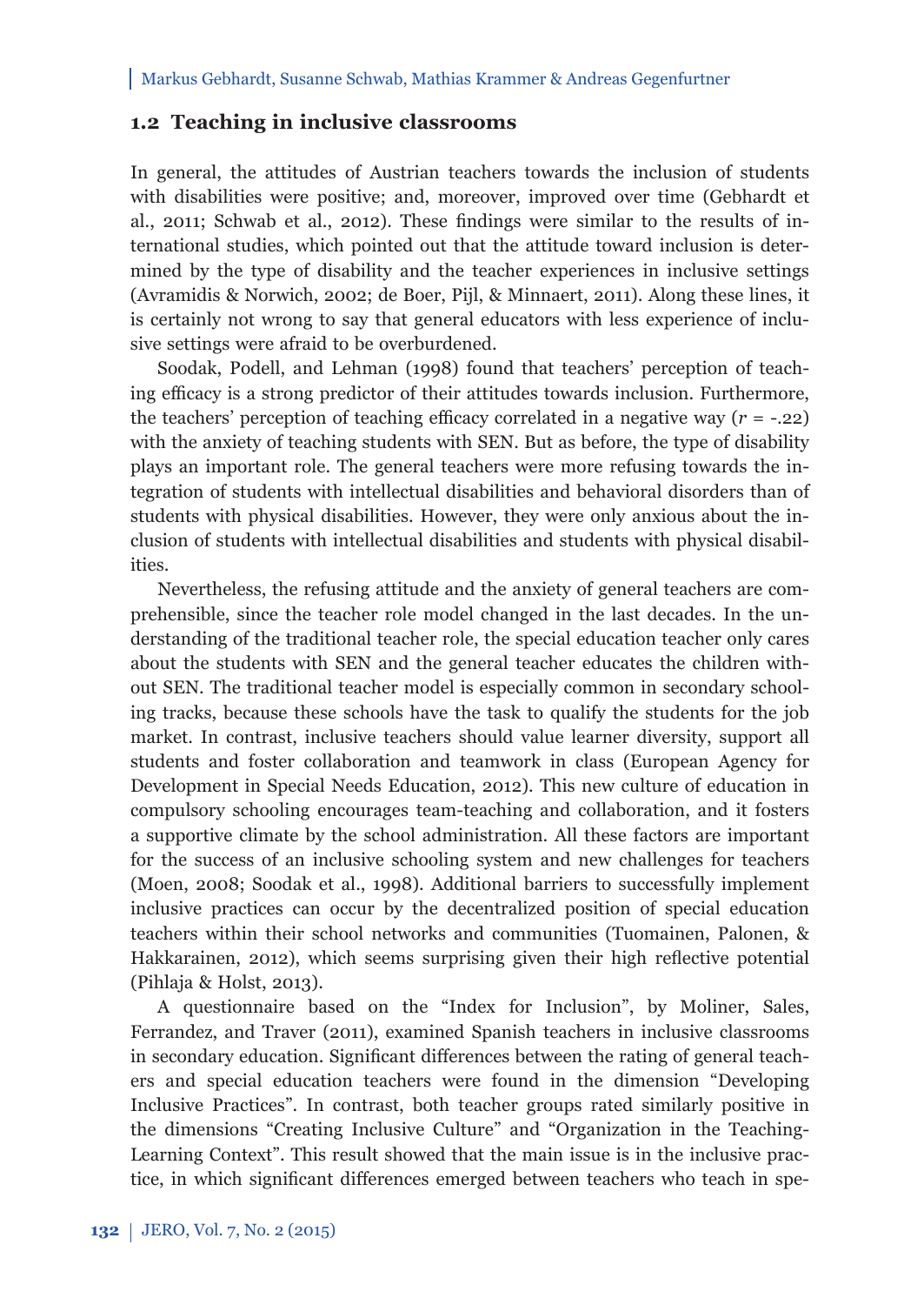## 1.2 Teaching in inclusive classrooms

In general, the attitudes of Austrian teachers towards the inclusion of students with disabilities were positive; and, moreover, improved over time (Gebhardt et al., 2011; Schwab et al., 2012). These findings were similar to the results of international studies, which pointed out that the attitude toward inclusion is determined by the type of disability and the teacher experiences in inclusive settings (Avramidis & Norwich, 2002; de Boer, Pijl, & Minnaert, 2011). Along these lines, it is certainly not wrong to say that general educators with less experience of inclusive settings were afraid to be overburdened.

Soodak, Podell, and Lehman (1998) found that teachers' perception of teaching efficacy is a strong predictor of their attitudes towards inclusion. Furthermore, the teachers' perception of teaching efficacy correlated in a negative way ($r$ = -.22) with the anxiety of teaching students with SEN. But as before, the type of disability plays an important role. The general teachers were more refusing towards the integration of students with intellectual disabilities and behavioral disorders than of students with physical disabilities. However, they were only anxious about the inclusion of students with intellectual disabilities and students with physical disabilities.

Nevertheless, the refusing attitude and the anxiety of general teachers are comprehensible, since the teacher role model changed in the last decades. In the understanding of the traditional teacher role, the special education teacher only cares about the students with SEN and the general teacher educates the children without SEN. The traditional teacher model is especially common in secondary schooling tracks, because these schools have the task to qualify the students for the job market. In contrast, inclusive teachers should value learner diversity, support all students and foster collaboration and teamwork in class (European Agency for Development in Special Needs Education, 2012). This new culture of education in compulsory schooling encourages team-teaching and collaboration, and it fosters a supportive climate by the school administration. All these factors are important for the success of an inclusive schooling system and new challenges for teachers (Moen, 2008; Soodak et al., 1998). Additional barriers to successfully implement inclusive practices can occur by the decentralized position of special education teachers within their school networks and communities (Tuomainen, Palonen, & Hakkarainen, 2012), which seems surprising given their high reflective potential (Pihlaja & Holst, 2013).

A questionnaire based on the "Index for Inclusion", by Moliner, Sales, Ferrandez, and Traver (2011), examined Spanish teachers in inclusive classrooms in secondary education. Significant differences between the rating of general teachers and special education teachers were found in the dimension "Developing Inclusive Practices". In contrast, both teacher groups rated similarly positive in the dimensions "Creating Inclusive Culture" and "Organization in the Teaching-Learning Context". This result showed that the main issue is in the inclusive practice, in which significant differences emerged between teachers who teach in spe-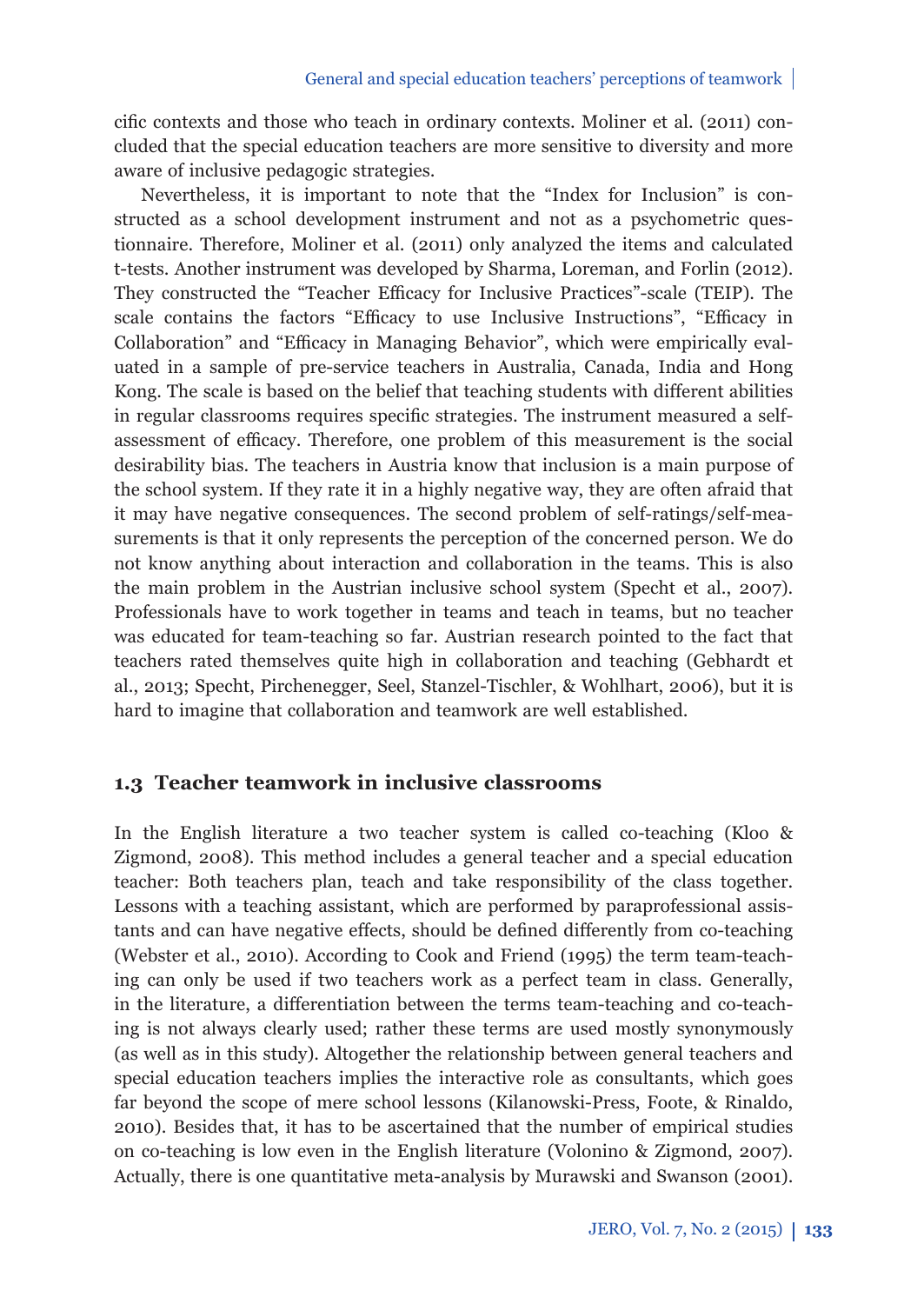cific contexts and those who teach in ordinary contexts. Moliner et al. (2011) concluded that the special education teachers are more sensitive to diversity and more aware of inclusive pedagogic strategies.

Nevertheless, it is important to note that the "Index for Inclusion" is constructed as a school development instrument and not as a psychometric questionnaire. Therefore, Moliner et al. (2011) only analyzed the items and calculated t-tests. Another instrument was developed by Sharma, Loreman, and Forlin (2012). They constructed the "Teacher Efficacy for Inclusive Practices"-scale (TEIP). The scale contains the factors "Efficacy to use Inclusive Instructions", "Efficacy in Collaboration" and "Efficacy in Managing Behavior", which were empirically evaluated in a sample of pre-service teachers in Australia, Canada, India and Hong Kong. The scale is based on the belief that teaching students with different abilities in regular classrooms requires specific strategies. The instrument measured a self-assessment of efficacy. Therefore, one problem of this measurement is the social desirability bias. The teachers in Austria know that inclusion is a main purpose of the school system. If they rate it in a highly negative way, they are often afraid that it may have negative consequences. The second problem of self-ratings/self-measurements is that it only represents the perception of the concerned person. We do not know anything about interaction and collaboration in the teams. This is also the main problem in the Austrian inclusive school system (Specht et al., 2007). Professionals have to work together in teams and teach in teams, but no teacher was educated for team-teaching so far. Austrian research pointed to the fact that teachers rated themselves quite high in collaboration and teaching (Gebhardt et al., 2013; Specht, Pirchenegger, Seel, Stanzel-Tischler, & Wohlhart, 2006), but it is hard to imagine that collaboration and teamwork are well established.

### 1.3 Teacher teamwork in inclusive classrooms

In the English literature a two teacher system is called co-teaching (Kloo & Zigmond, 2008). This method includes a general teacher and a special education teacher: Both teachers plan, teach and take responsibility of the class together. Lessons with a teaching assistant, which are performed by paraprofessional assistants and can have negative effects, should be defined differently from co-teaching (Webster et al., 2010). According to Cook and Friend (1995) the term team-teaching can only be used if two teachers work as a perfect team in class. Generally, in the literature, a differentiation between the terms team-teaching and co-teaching is not always clearly used; rather these terms are used mostly synonymously (as well as in this study). Altogether the relationship between general teachers and special education teachers implies the interactive role as consultants, which goes far beyond the scope of mere school lessons (Kilanowski-Press, Foote, & Rinaldo, 2010). Besides that, it has to be ascertained that the number of empirical studies on co-teaching is low even in the English literature (Volonino & Zigmond, 2007). Actually, there is one quantitative meta-analysis by Murawski and Swanson (2001).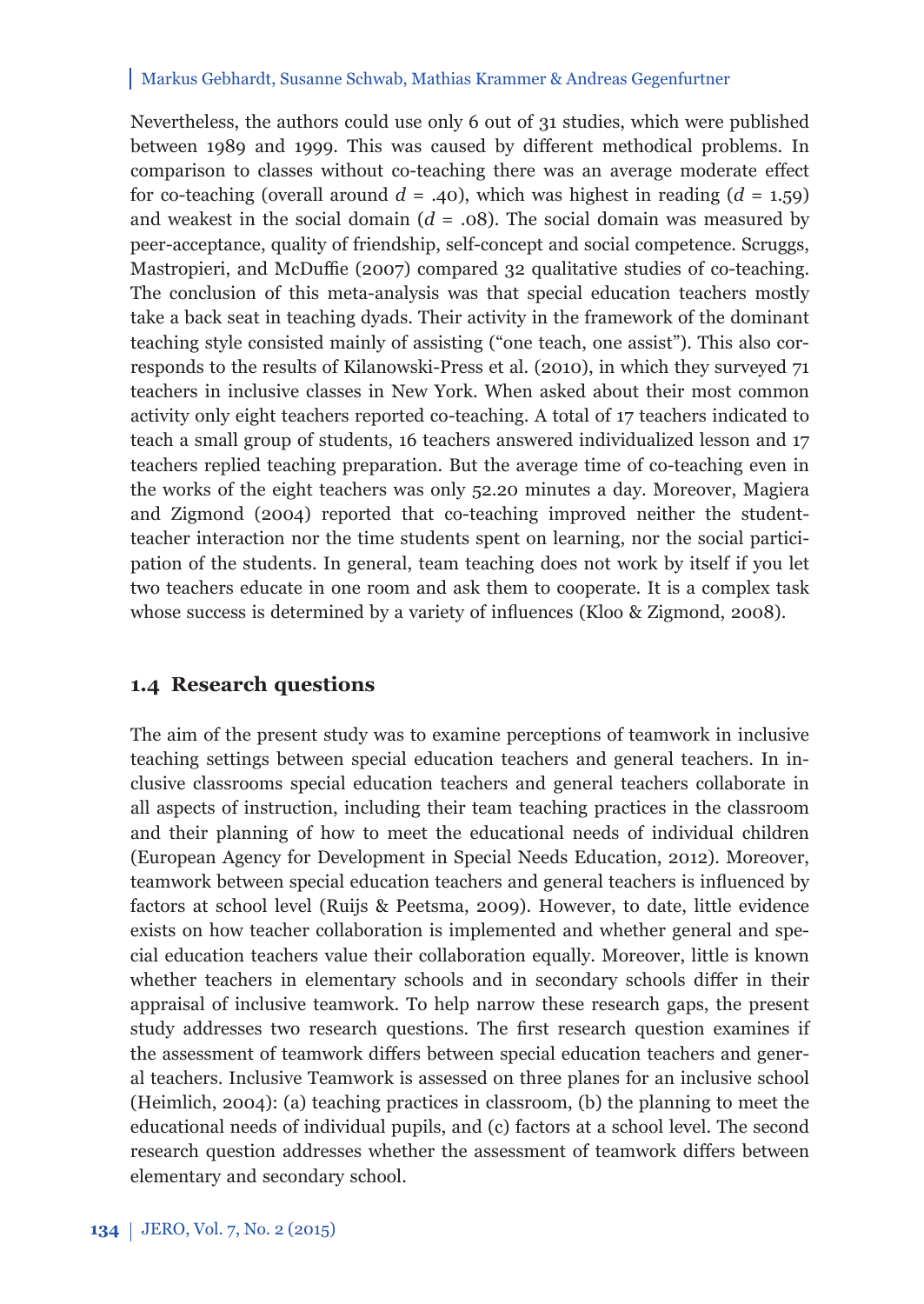Nevertheless, the authors could use only 6 out of 31 studies, which were published between 1989 and 1999. This was caused by different methodical problems. In comparison to classes without co-teaching there was an average moderate effect for co-teaching (overall around $d = .40$), which was highest in reading ($d = 1.59$) and weakest in the social domain ($d = .08$). The social domain was measured by peer-acceptance, quality of friendship, self-concept and social competence. Scruggs, Mastropieri, and McDuffie (2007) compared 32 qualitative studies of co-teaching. The conclusion of this meta-analysis was that special education teachers mostly take a back seat in teaching dyads. Their activity in the framework of the dominant teaching style consisted mainly of assisting ("one teach, one assist"). This also corresponds to the results of Kilanowski-Press et al. (2010), in which they surveyed 71 teachers in inclusive classes in New York. When asked about their most common activity only eight teachers reported co-teaching. A total of 17 teachers indicated to teach a small group of students, 16 teachers answered individualized lesson and 17 teachers replied teaching preparation. But the average time of co-teaching even in the works of the eight teachers was only 52.20 minutes a day. Moreover, Magiera and Zigmond (2004) reported that co-teaching improved neither the student-teacher interaction nor the time students spent on learning, nor the social participation of the students. In general, team teaching does not work by itself if you let two teachers educate in one room and ask them to cooperate. It is a complex task whose success is determined by a variety of influences (Kloo & Zigmond, 2008).

### 1.4 Research questions

The aim of the present study was to examine perceptions of teamwork in inclusive teaching settings between special education teachers and general teachers. In inclusive classrooms special education teachers and general teachers collaborate in all aspects of instruction, including their team teaching practices in the classroom and their planning of how to meet the educational needs of individual children (European Agency for Development in Special Needs Education, 2012). Moreover, teamwork between special education teachers and general teachers is influenced by factors at school level (Ruijs & Peetsma, 2009). However, to date, little evidence exists on how teacher collaboration is implemented and whether general and special education teachers value their collaboration equally. Moreover, little is known whether teachers in elementary schools and in secondary schools differ in their appraisal of inclusive teamwork. To help narrow these research gaps, the present study addresses two research questions. The first research question examines if the assessment of teamwork differs between special education teachers and general teachers. Inclusive Teamwork is assessed on three planes for an inclusive school (Heimlich, 2004): (a) teaching practices in classroom, (b) the planning to meet the educational needs of individual pupils, and (c) factors at a school level. The second research question addresses whether the assessment of teamwork differs between elementary and secondary school.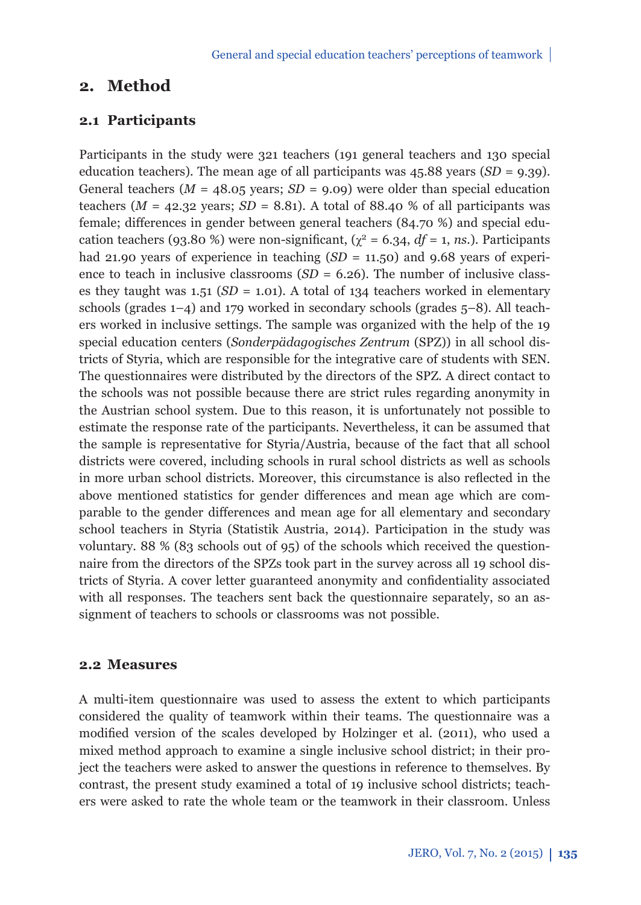## 2. Method

### 2.1 Participants

Participants in the study were 321 teachers (191 general teachers and 130 special education teachers). The mean age of all participants was 45.88 years (*SD* = 9.39). General teachers (*M* = 48.05 years; *SD* = 9.09) were older than special education teachers (*M* = 42.32 years; *SD* = 8.81). A total of 88.40 % of all participants was female; differences in gender between general teachers (84.70 %) and special education teachers (93.80 %) were non-significant, ($\chi^2$ = 6.34, *df* = 1, *ns*.). Participants had 21.90 years of experience in teaching (*SD* = 11.50) and 9.68 years of experience to teach in inclusive classrooms (*SD* = 6.26). The number of inclusive classes they taught was 1.51 (*SD* = 1.01). A total of 134 teachers worked in elementary schools (grades 1–4) and 179 worked in secondary schools (grades 5–8). All teachers worked in inclusive settings. The sample was organized with the help of the 19 special education centers (*Sonderpädagogisches Zentrum* (SPZ)) in all school districts of Styria, which are responsible for the integrative care of students with SEN. The questionnaires were distributed by the directors of the SPZ. A direct contact to the schools was not possible because there are strict rules regarding anonymity in the Austrian school system. Due to this reason, it is unfortunately not possible to estimate the response rate of the participants. Nevertheless, it can be assumed that the sample is representative for Styria/Austria, because of the fact that all school districts were covered, including schools in rural school districts as well as schools in more urban school districts. Moreover, this circumstance is also reflected in the above mentioned statistics for gender differences and mean age which are comparable to the gender differences and mean age for all elementary and secondary school teachers in Styria (Statistik Austria, 2014). Participation in the study was voluntary. 88 % (83 schools out of 95) of the schools which received the questionnaire from the directors of the SPZs took part in the survey across all 19 school districts of Styria. A cover letter guaranteed anonymity and confidentiality associated with all responses. The teachers sent back the questionnaire separately, so an assignment of teachers to schools or classrooms was not possible.

### 2.2 Measures

A multi-item questionnaire was used to assess the extent to which participants considered the quality of teamwork within their teams. The questionnaire was a modified version of the scales developed by Holzinger et al. (2011), who used a mixed method approach to examine a single inclusive school district; in their project the teachers were asked to answer the questions in reference to themselves. By contrast, the present study examined a total of 19 inclusive school districts; teachers were asked to rate the whole team or the teamwork in their classroom. Unless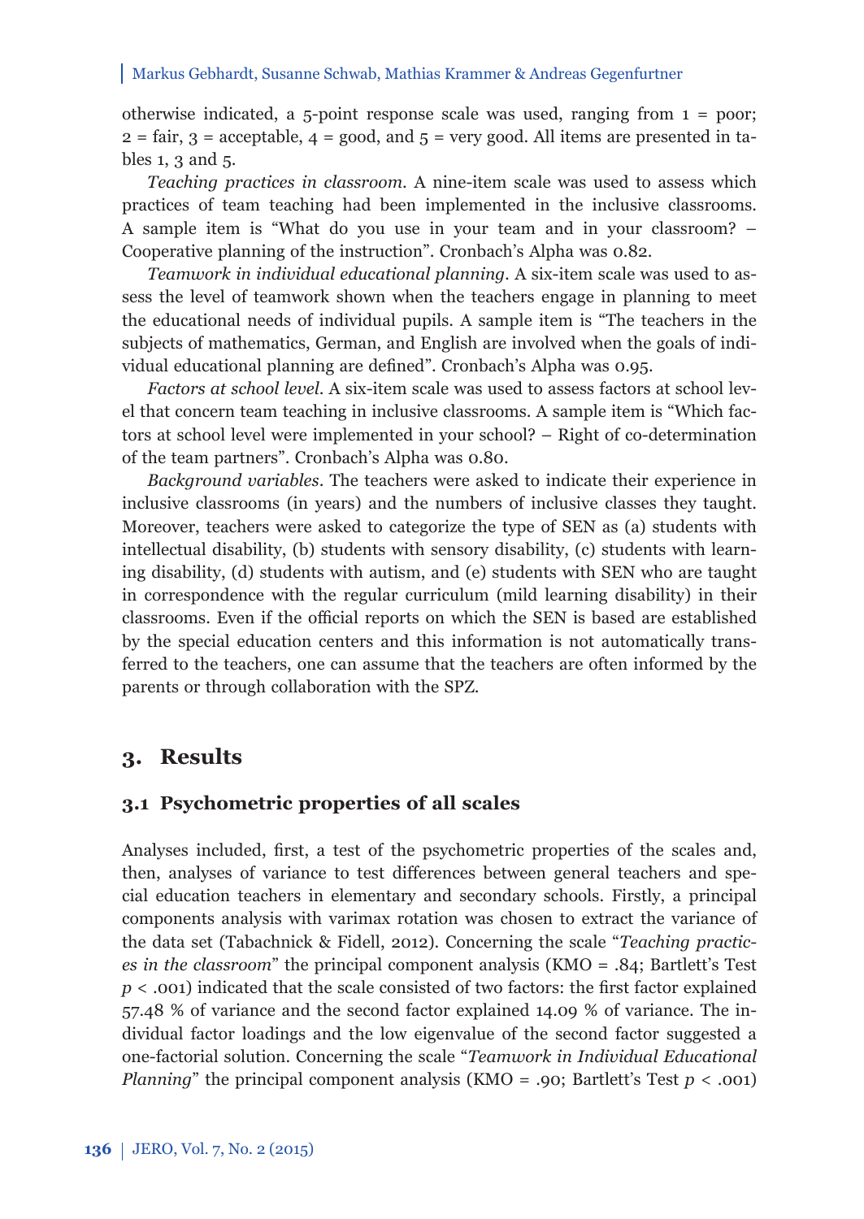otherwise indicated, a 5-point response scale was used, ranging from 1 = poor; 2 = fair, 3 = acceptable, 4 = good, and 5 = very good. All items are presented in tables 1, 3 and 5.

*Teaching practices in classroom*. A nine-item scale was used to assess which practices of team teaching had been implemented in the inclusive classrooms. A sample item is "What do you use in your team and in your classroom? – Cooperative planning of the instruction". Cronbach's Alpha was 0.82.

*Teamwork in individual educational planning*. A six-item scale was used to assess the level of teamwork shown when the teachers engage in planning to meet the educational needs of individual pupils. A sample item is "The teachers in the subjects of mathematics, German, and English are involved when the goals of individual educational planning are defined". Cronbach's Alpha was 0.95.

*Factors at school level*. A six-item scale was used to assess factors at school level that concern team teaching in inclusive classrooms. A sample item is "Which factors at school level were implemented in your school? – Right of co-determination of the team partners". Cronbach's Alpha was 0.80.

*Background variables*. The teachers were asked to indicate their experience in inclusive classrooms (in years) and the numbers of inclusive classes they taught. Moreover, teachers were asked to categorize the type of SEN as (a) students with intellectual disability, (b) students with sensory disability, (c) students with learning disability, (d) students with autism, and (e) students with SEN who are taught in correspondence with the regular curriculum (mild learning disability) in their classrooms. Even if the official reports on which the SEN is based are established by the special education centers and this information is not automatically transferred to the teachers, one can assume that the teachers are often informed by the parents or through collaboration with the SPZ.

## 3. Results

### 3.1 Psychometric properties of all scales

Analyses included, first, a test of the psychometric properties of the scales and, then, analyses of variance to test differences between general teachers and special education teachers in elementary and secondary schools. Firstly, a principal components analysis with varimax rotation was chosen to extract the variance of the data set (Tabachnick & Fidell, 2012). Concerning the scale "*Teaching practices in the classroom*" the principal component analysis (KMO = .84; Bartlett's Test $p < .001$) indicated that the scale consisted of two factors: the first factor explained 57.48 % of variance and the second factor explained 14.09 % of variance. The individual factor loadings and the low eigenvalue of the second factor suggested a one-factorial solution. Concerning the scale "*Teamwork in Individual Educational Planning*" the principal component analysis (KMO = .90; Bartlett's Test $p < .001$)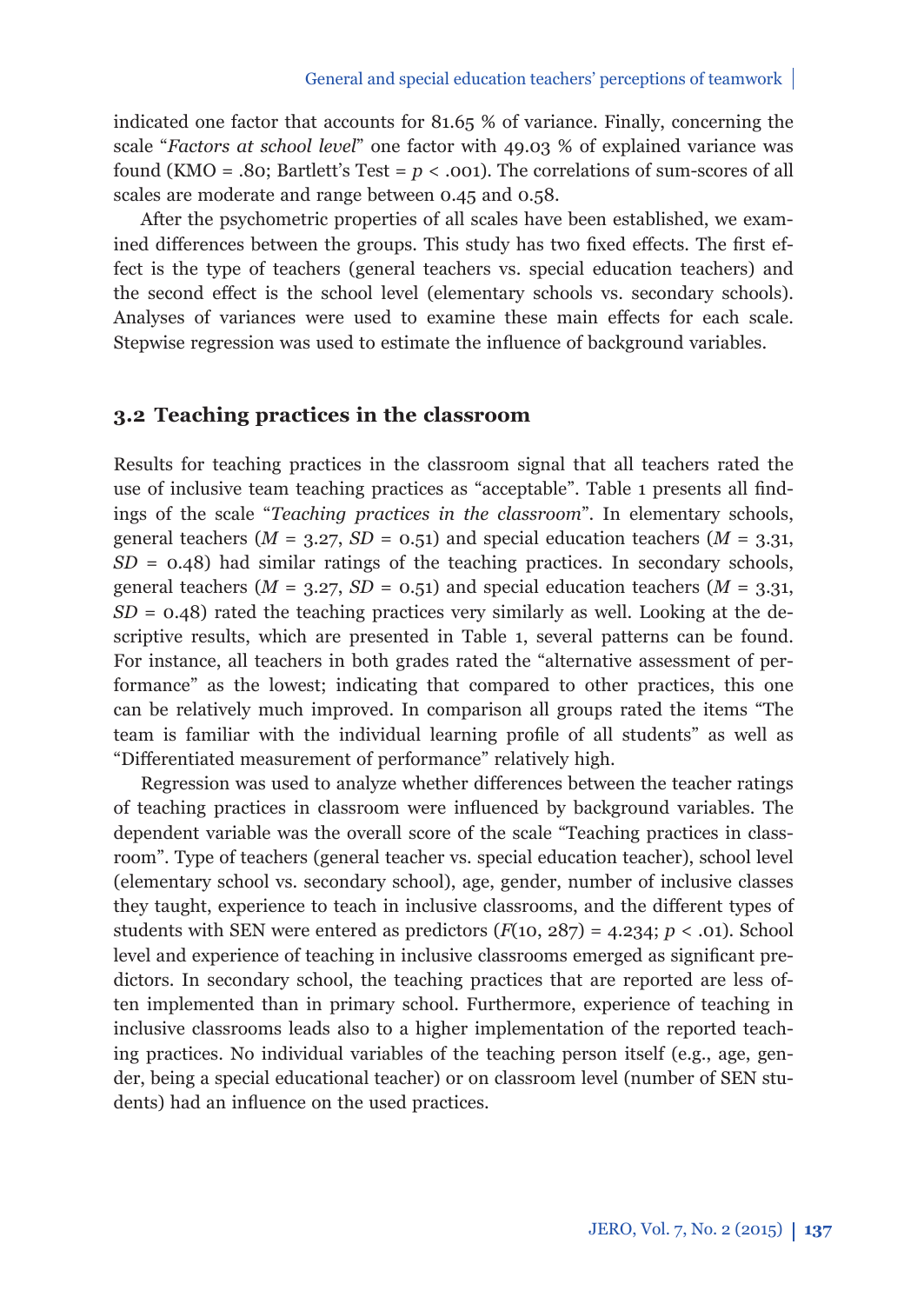indicated one factor that accounts for 81.65 % of variance. Finally, concerning the scale "*Factors at school level*" one factor with 49.03 % of explained variance was found (KMO = .80; Bartlett's Test = $p < .001$). The correlations of sum-scores of all scales are moderate and range between 0.45 and 0.58.

After the psychometric properties of all scales have been established, we examined differences between the groups. This study has two fixed effects. The first effect is the type of teachers (general teachers vs. special education teachers) and the second effect is the school level (elementary schools vs. secondary schools). Analyses of variances were used to examine these main effects for each scale. Stepwise regression was used to estimate the influence of background variables.

## 3.2 Teaching practices in the classroom

Results for teaching practices in the classroom signal that all teachers rated the use of inclusive team teaching practices as "acceptable". Table 1 presents all findings of the scale "*Teaching practices in the classroom*". In elementary schools, general teachers ($M = 3.27$, $SD = 0.51$) and special education teachers ($M = 3.31$, $SD = 0.48$) had similar ratings of the teaching practices. In secondary schools, general teachers ($M = 3.27$, $SD = 0.51$) and special education teachers ($M = 3.31$, $SD = 0.48$) rated the teaching practices very similarly as well. Looking at the descriptive results, which are presented in Table 1, several patterns can be found. For instance, all teachers in both grades rated the "alternative assessment of performance" as the lowest; indicating that compared to other practices, this one can be relatively much improved. In comparison all groups rated the items "The team is familiar with the individual learning profile of all students" as well as "Differentiated measurement of performance" relatively high.

Regression was used to analyze whether differences between the teacher ratings of teaching practices in classroom were influenced by background variables. The dependent variable was the overall score of the scale "Teaching practices in classroom". Type of teachers (general teacher vs. special education teacher), school level (elementary school vs. secondary school), age, gender, number of inclusive classes they taught, experience to teach in inclusive classrooms, and the different types of students with SEN were entered as predictors ($F(10, 287) = 4.234$; $p < .01$). School level and experience of teaching in inclusive classrooms emerged as significant predictors. In secondary school, the teaching practices that are reported are less often implemented than in primary school. Furthermore, experience of teaching in inclusive classrooms leads also to a higher implementation of the reported teaching practices. No individual variables of the teaching person itself (e.g., age, gender, being a special educational teacher) or on classroom level (number of SEN students) had an influence on the used practices.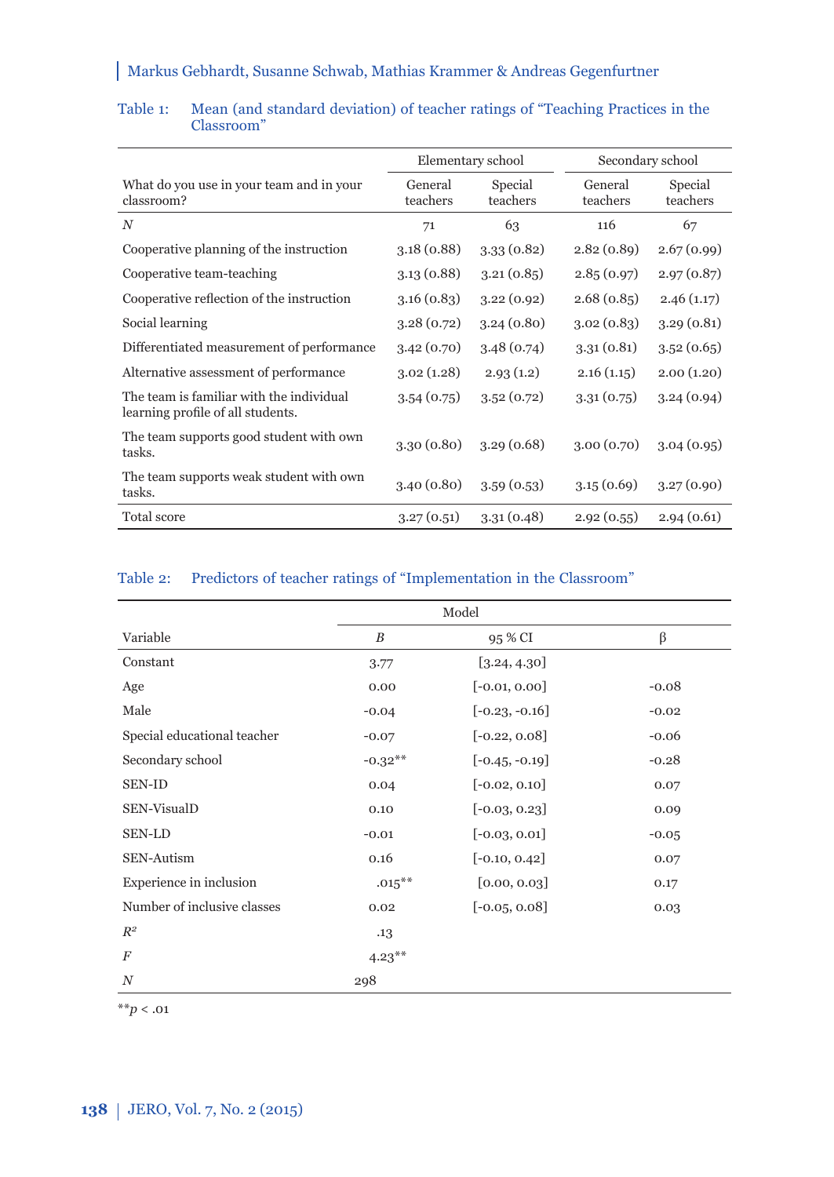Table 1: Mean (and standard deviation) of teacher ratings of "Teaching Practices in the Classroom"

| | Elementary school | | Secondary school | |
|---|---|---|---|---|
| What do you use in your team and in your classroom? | General teachers | Special teachers | General teachers | Special teachers |
| *N* | 71 | 63 | 116 | 67 |
| Cooperative planning of the instruction | 3.18 (0.88) | 3.33 (0.82) | 2.82 (0.89) | 2.67 (0.99) |
| Cooperative team-teaching | 3.13 (0.88) | 3.21 (0.85) | 2.85 (0.97) | 2.97 (0.87) |
| Cooperative reflection of the instruction | 3.16 (0.83) | 3.22 (0.92) | 2.68 (0.85) | 2.46 (1.17) |
| Social learning | 3.28 (0.72) | 3.24 (0.80) | 3.02 (0.83) | 3.29 (0.81) |
| Differentiated measurement of performance | 3.42 (0.70) | 3.48 (0.74) | 3.31 (0.81) | 3.52 (0.65) |
| Alternative assessment of performance | 3.02 (1.28) | 2.93 (1.2) | 2.16 (1.15) | 2.00 (1.20) |
| The team is familiar with the individual learning profile of all students. | 3.54 (0.75) | 3.52 (0.72) | 3.31 (0.75) | 3.24 (0.94) |
| The team supports good student with own tasks. | 3.30 (0.80) | 3.29 (0.68) | 3.00 (0.70) | 3.04 (0.95) |
| The team supports weak student with own tasks. | 3.40 (0.80) | 3.59 (0.53) | 3.15 (0.69) | 3.27 (0.90) |
| Total score | 3.27 (0.51) | 3.31 (0.48) | 2.92 (0.55) | 2.94 (0.61) |

Table 2: Predictors of teacher ratings of "Implementation in the Classroom"

| | Model | | |
|---|---|---|---|
| Variable | *B* | 95 % CI | β |
| Constant | 3.77 | [3.24, 4.30] | |
| Age | 0.00 | [-0.01, 0.00] | -0.08 |
| Male | -0.04 | [-0.23, -0.16] | -0.02 |
| Special educational teacher | -0.07 | [-0.22, 0.08] | -0.06 |
| Secondary school | -0.32** | [-0.45, -0.19] | -0.28 |
| SEN-ID | 0.04 | [-0.02, 0.10] | 0.07 |
| SEN-VisualD | 0.10 | [-0.03, 0.23] | 0.09 |
| SEN-LD | -0.01 | [-0.03, 0.01] | -0.05 |
| SEN-Autism | 0.16 | [-0.10, 0.42] | 0.07 |
| Experience in inclusion | .015** | [0.00, 0.03] | 0.17 |
| Number of inclusive classes | 0.02 | [-0.05, 0.08] | 0.03 |
| $R^2$ | .13 | | |
| *F* | 4.23** | | |
| *N* | 298 | | |

**$p < .01$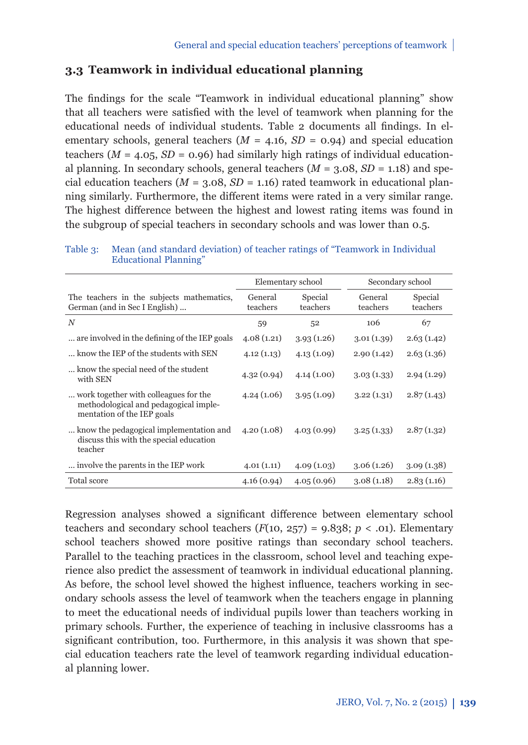## 3.3 Teamwork in individual educational planning

The findings for the scale "Teamwork in individual educational planning" show that all teachers were satisfied with the level of teamwork when planning for the educational needs of individual students. Table 2 documents all findings. In elementary schools, general teachers ($M$ = 4.16, $SD$ = 0.94) and special education teachers ($M$ = 4.05, $SD$ = 0.96) had similarly high ratings of individual educational planning. In secondary schools, general teachers ($M$ = 3.08, $SD$ = 1.18) and special education teachers ($M$ = 3.08, $SD$ = 1.16) rated teamwork in educational planning similarly. Furthermore, the different items were rated in a very similar range. The highest difference between the highest and lowest rating items was found in the subgroup of special teachers in secondary schools and was lower than 0.5.

Table 3: Mean (and standard deviation) of teacher ratings of "Teamwork in Individual Educational Planning"

| | Elementary school | | Secondary school | |
|---|---|---|---|---|
| The teachers in the subjects mathematics, German (and in Sec I English) ... | General teachers | Special teachers | General teachers | Special teachers |
| $N$ | 59 | 52 | 106 | 67 |
| ... are involved in the defining of the IEP goals | 4.08 (1.21) | 3.93 (1.26) | 3.01 (1.39) | 2.63 (1.42) |
| ... know the IEP of the students with SEN | 4.12 (1.13) | 4.13 (1.09) | 2.90 (1.42) | 2.63 (1.36) |
| ... know the special need of the student with SEN | 4.32 (0.94) | 4.14 (1.00) | 3.03 (1.33) | 2.94 (1.29) |
| ... work together with colleagues for the methodological and pedagogical implementation of the IEP goals | 4.24 (1.06) | 3.95 (1.09) | 3.22 (1.31) | 2.87 (1.43) |
| ... know the pedagogical implementation and discuss this with the special education teacher | 4.20 (1.08) | 4.03 (0.99) | 3.25 (1.33) | 2.87 (1.32) |
| ... involve the parents in the IEP work | 4.01 (1.11) | 4.09 (1.03) | 3.06 (1.26) | 3.09 (1.38) |
| Total score | 4.16 (0.94) | 4.05 (0.96) | 3.08 (1.18) | 2.83 (1.16) |

Regression analyses showed a significant difference between elementary school teachers and secondary school teachers ($F$(10, 257) = 9.838; $p$ < .01). Elementary school teachers showed more positive ratings than secondary school teachers. Parallel to the teaching practices in the classroom, school level and teaching experience also predict the assessment of teamwork in individual educational planning. As before, the school level showed the highest influence, teachers working in secondary schools assess the level of teamwork when the teachers engage in planning to meet the educational needs of individual pupils lower than teachers working in primary schools. Further, the experience of teaching in inclusive classrooms has a significant contribution, too. Furthermore, in this analysis it was shown that special education teachers rate the level of teamwork regarding individual educational planning lower.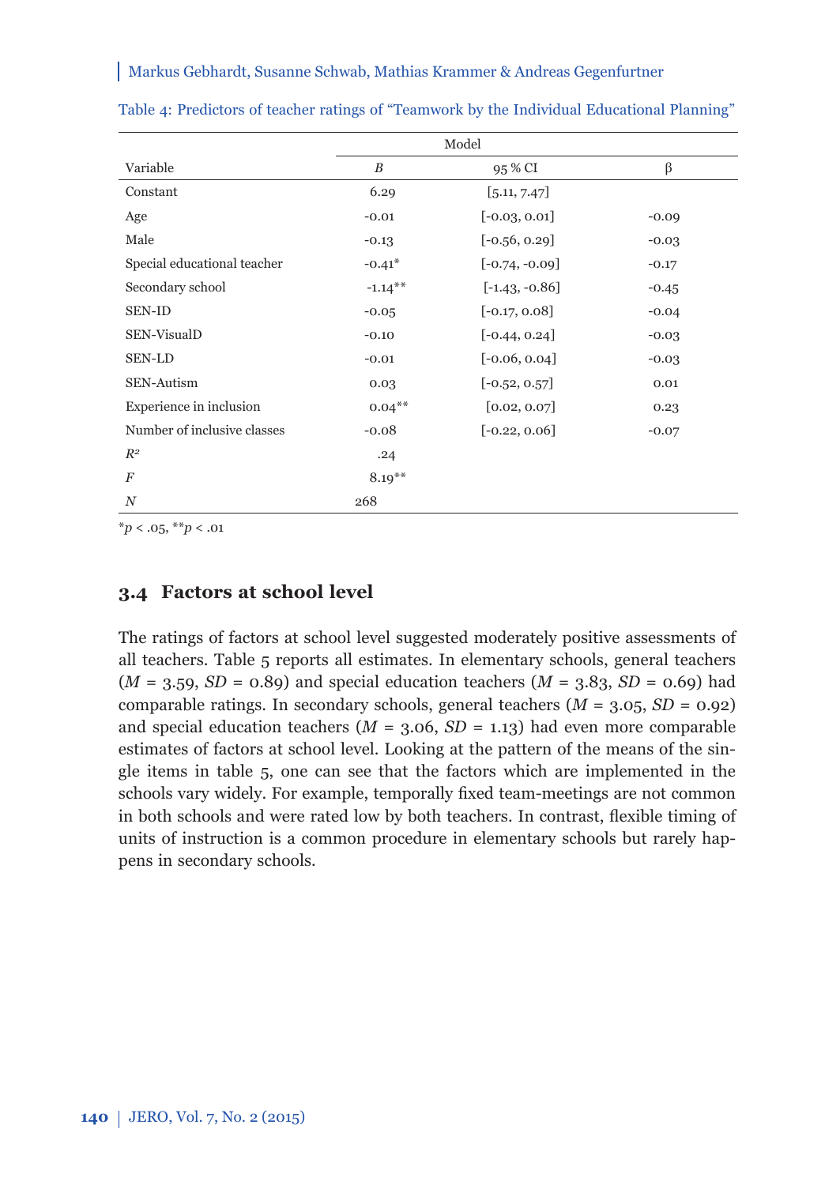Table 4: Predictors of teacher ratings of "Teamwork by the Individual Educational Planning"

| | Model | | |
|---|---|---|---|
| Variable | *B* | 95 % CI | β |
| Constant | 6.29 | [5.11, 7.47] | |
| Age | -0.01 | [-0.03, 0.01] | -0.09 |
| Male | -0.13 | [-0.56, 0.29] | -0.03 |
| Special educational teacher | -0.41* | [-0.74, -0.09] | -0.17 |
| Secondary school | -1.14** | [-1.43, -0.86] | -0.45 |
| SEN-ID | -0.05 | [-0.17, 0.08] | -0.04 |
| SEN-VisualD | -0.10 | [-0.44, 0.24] | -0.03 |
| SEN-LD | -0.01 | [-0.06, 0.04] | -0.03 |
| SEN-Autism | 0.03 | [-0.52, 0.57] | 0.01 |
| Experience in inclusion | 0.04** | [0.02, 0.07] | 0.23 |
| Number of inclusive classes | -0.08 | [-0.22, 0.06] | -0.07 |
| $R^2$ | .24 | | |
| *F* | 8.19** | | |
| *N* | 268 | | |

*$p < .05$, **$p < .01$

## 3.4 Factors at school level

The ratings of factors at school level suggested moderately positive assessments of all teachers. Table 5 reports all estimates. In elementary schools, general teachers ($M$ = 3.59, $SD$ = 0.89) and special education teachers ($M$ = 3.83, $SD$ = 0.69) had comparable ratings. In secondary schools, general teachers ($M$ = 3.05, $SD$ = 0.92) and special education teachers ($M$ = 3.06, $SD$ = 1.13) had even more comparable estimates of factors at school level. Looking at the pattern of the means of the single items in table 5, one can see that the factors which are implemented in the schools vary widely. For example, temporally fixed team-meetings are not common in both schools and were rated low by both teachers. In contrast, flexible timing of units of instruction is a common procedure in elementary schools but rarely happens in secondary schools.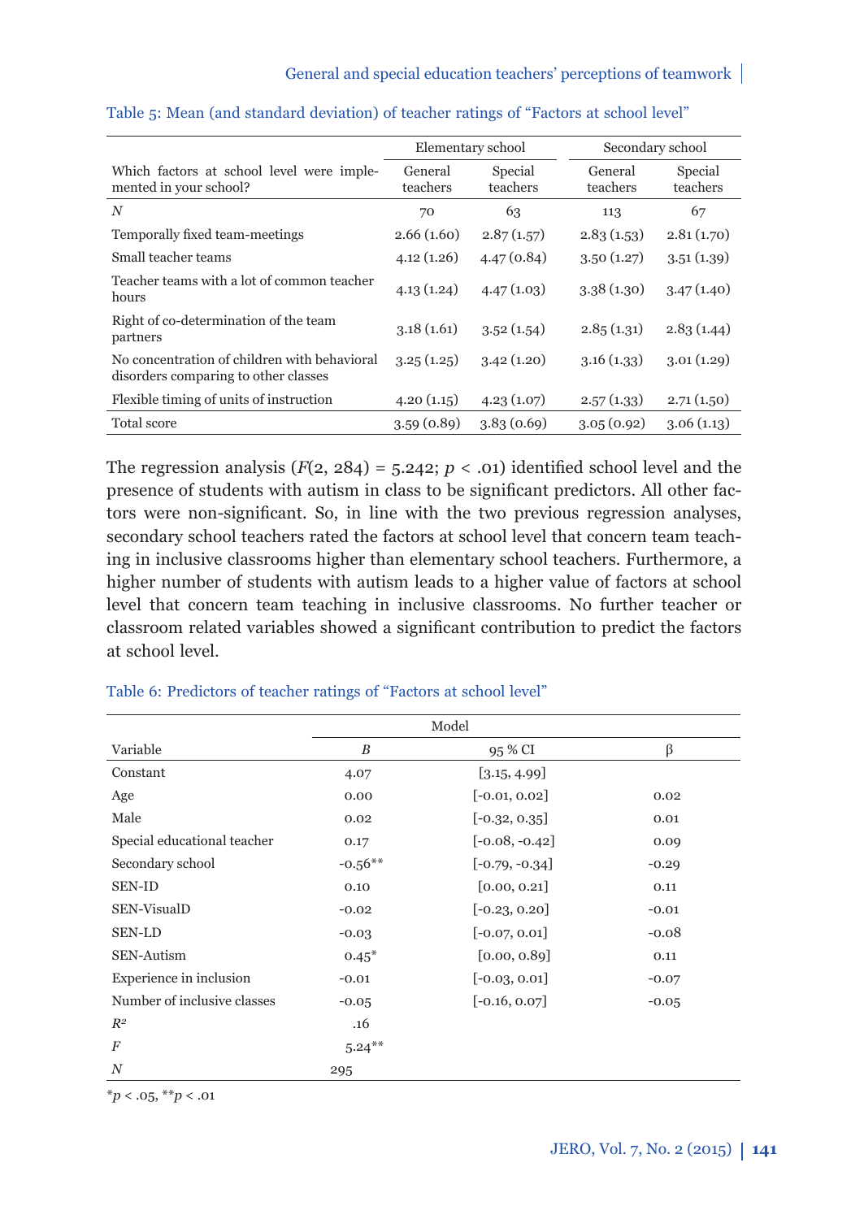Table 5: Mean (and standard deviation) of teacher ratings of "Factors at school level"

| Which factors at school level were implemented in your school? | Elementary school | | Secondary school | |
|---|---|---|---|---|
| | General teachers | Special teachers | General teachers | Special teachers |
| *N* | 70 | 63 | 113 | 67 |
| Temporally fixed team-meetings | 2.66 (1.60) | 2.87 (1.57) | 2.83 (1.53) | 2.81 (1.70) |
| Small teacher teams | 4.12 (1.26) | 4.47 (0.84) | 3.50 (1.27) | 3.51 (1.39) |
| Teacher teams with a lot of common teacher hours | 4.13 (1.24) | 4.47 (1.03) | 3.38 (1.30) | 3.47 (1.40) |
| Right of co-determination of the team partners | 3.18 (1.61) | 3.52 (1.54) | 2.85 (1.31) | 2.83 (1.44) |
| No concentration of children with behavioral disorders comparing to other classes | 3.25 (1.25) | 3.42 (1.20) | 3.16 (1.33) | 3.01 (1.29) |
| Flexible timing of units of instruction | 4.20 (1.15) | 4.23 (1.07) | 2.57 (1.33) | 2.71 (1.50) |
| Total score | 3.59 (0.89) | 3.83 (0.69) | 3.05 (0.92) | 3.06 (1.13) |

The regression analysis ($F(2, 284) = 5.242$; $p < .01$) identified school level and the presence of students with autism in class to be significant predictors. All other factors were non-significant. So, in line with the two previous regression analyses, secondary school teachers rated the factors at school level that concern team teaching in inclusive classrooms higher than elementary school teachers. Furthermore, a higher number of students with autism leads to a higher value of factors at school level that concern team teaching in inclusive classrooms. No further teacher or classroom related variables showed a significant contribution to predict the factors at school level.

Table 6: Predictors of teacher ratings of "Factors at school level"

| Variable | Model | | |
|---|---|---|---|
| | *B* | 95 % CI | β |
| Constant | 4.07 | [3.15, 4.99] | |
| Age | 0.00 | [-0.01, 0.02] | 0.02 |
| Male | 0.02 | [-0.32, 0.35] | 0.01 |
| Special educational teacher | 0.17 | [-0.08, -0.42] | 0.09 |
| Secondary school | -0.56** | [-0.79, -0.34] | -0.29 |
| SEN-ID | 0.10 | [0.00, 0.21] | 0.11 |
| SEN-VisualD | -0.02 | [-0.23, 0.20] | -0.01 |
| SEN-LD | -0.03 | [-0.07, 0.01] | -0.08 |
| SEN-Autism | 0.45* | [0.00, 0.89] | 0.11 |
| Experience in inclusion | -0.01 | [-0.03, 0.01] | -0.07 |
| Number of inclusive classes | -0.05 | [-0.16, 0.07] | -0.05 |
| $R^2$ | .16 | | |
| *F* | 5.24** | | |
| *N* | 295 | | |

*$p < .05$, **$p < .01$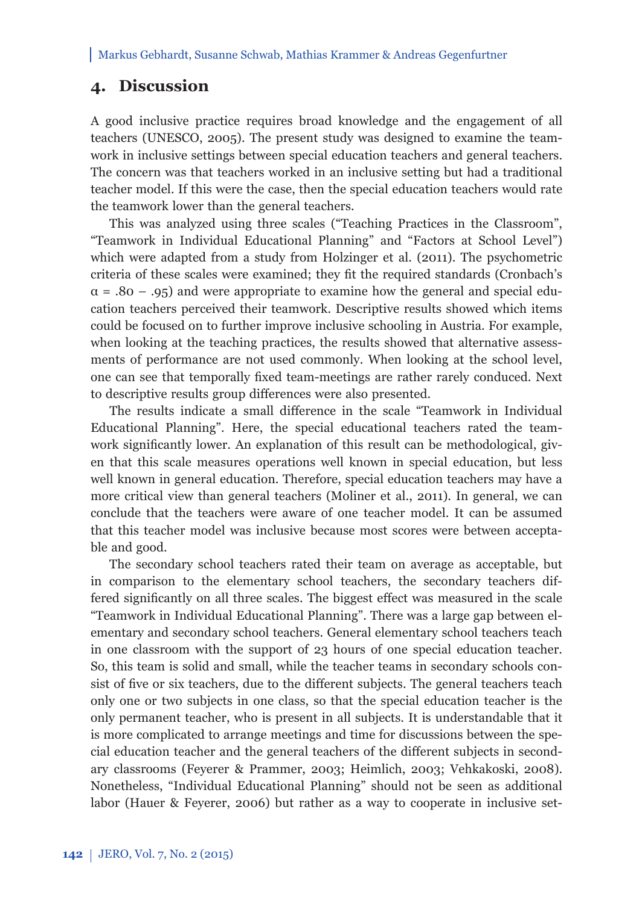## 4. Discussion

A good inclusive practice requires broad knowledge and the engagement of all teachers (UNESCO, 2005). The present study was designed to examine the teamwork in inclusive settings between special education teachers and general teachers. The concern was that teachers worked in an inclusive setting but had a traditional teacher model. If this were the case, then the special education teachers would rate the teamwork lower than the general teachers.

This was analyzed using three scales ("Teaching Practices in the Classroom", "Teamwork in Individual Educational Planning" and "Factors at School Level") which were adapted from a study from Holzinger et al. (2011). The psychometric criteria of these scales were examined; they fit the required standards (Cronbach's $\alpha$ = .80 – .95) and were appropriate to examine how the general and special education teachers perceived their teamwork. Descriptive results showed which items could be focused on to further improve inclusive schooling in Austria. For example, when looking at the teaching practices, the results showed that alternative assessments of performance are not used commonly. When looking at the school level, one can see that temporally fixed team-meetings are rather rarely conduced. Next to descriptive results group differences were also presented.

The results indicate a small difference in the scale "Teamwork in Individual Educational Planning". Here, the special educational teachers rated the teamwork significantly lower. An explanation of this result can be methodological, given that this scale measures operations well known in special education, but less well known in general education. Therefore, special education teachers may have a more critical view than general teachers (Moliner et al., 2011). In general, we can conclude that the teachers were aware of one teacher model. It can be assumed that this teacher model was inclusive because most scores were between acceptable and good.

The secondary school teachers rated their team on average as acceptable, but in comparison to the elementary school teachers, the secondary teachers differed significantly on all three scales. The biggest effect was measured in the scale "Teamwork in Individual Educational Planning". There was a large gap between elementary and secondary school teachers. General elementary school teachers teach in one classroom with the support of 23 hours of one special education teacher. So, this team is solid and small, while the teacher teams in secondary schools consist of five or six teachers, due to the different subjects. The general teachers teach only one or two subjects in one class, so that the special education teacher is the only permanent teacher, who is present in all subjects. It is understandable that it is more complicated to arrange meetings and time for discussions between the special education teacher and the general teachers of the different subjects in secondary classrooms (Feyerer & Prammer, 2003; Heimlich, 2003; Vehkakoski, 2008). Nonetheless, "Individual Educational Planning" should not be seen as additional labor (Hauer & Feyerer, 2006) but rather as a way to cooperate in inclusive set-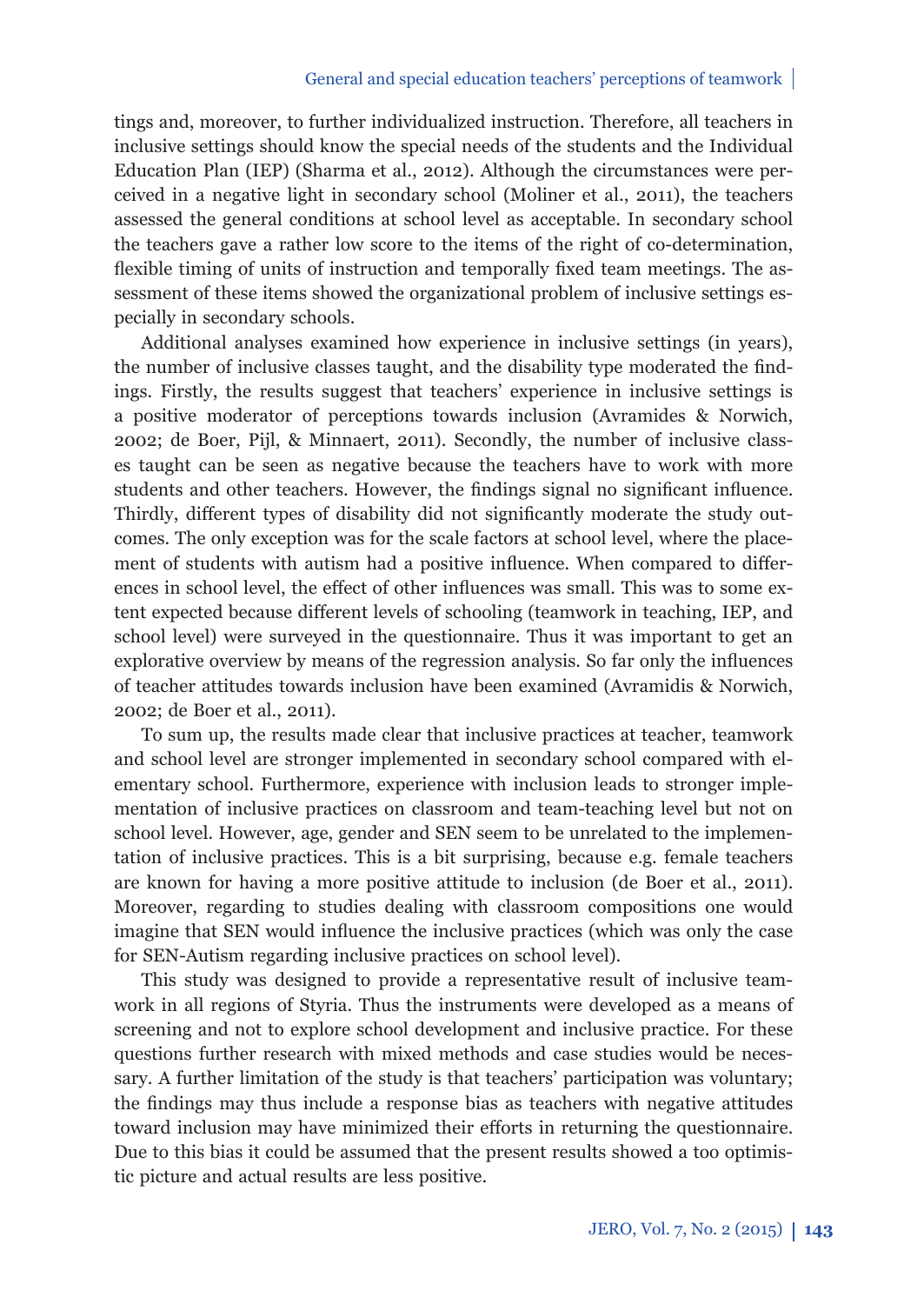tings and, moreover, to further individualized instruction. Therefore, all teachers in inclusive settings should know the special needs of the students and the Individual Education Plan (IEP) (Sharma et al., 2012). Although the circumstances were perceived in a negative light in secondary school (Moliner et al., 2011), the teachers assessed the general conditions at school level as acceptable. In secondary school the teachers gave a rather low score to the items of the right of co-determination, flexible timing of units of instruction and temporally fixed team meetings. The assessment of these items showed the organizational problem of inclusive settings especially in secondary schools.

Additional analyses examined how experience in inclusive settings (in years), the number of inclusive classes taught, and the disability type moderated the findings. Firstly, the results suggest that teachers' experience in inclusive settings is a positive moderator of perceptions towards inclusion (Avramides & Norwich, 2002; de Boer, Pijl, & Minnaert, 2011). Secondly, the number of inclusive classes taught can be seen as negative because the teachers have to work with more students and other teachers. However, the findings signal no significant influence. Thirdly, different types of disability did not significantly moderate the study outcomes. The only exception was for the scale factors at school level, where the placement of students with autism had a positive influence. When compared to differences in school level, the effect of other influences was small. This was to some extent expected because different levels of schooling (teamwork in teaching, IEP, and school level) were surveyed in the questionnaire. Thus it was important to get an explorative overview by means of the regression analysis. So far only the influences of teacher attitudes towards inclusion have been examined (Avramidis & Norwich, 2002; de Boer et al., 2011).

To sum up, the results made clear that inclusive practices at teacher, teamwork and school level are stronger implemented in secondary school compared with elementary school. Furthermore, experience with inclusion leads to stronger implementation of inclusive practices on classroom and team-teaching level but not on school level. However, age, gender and SEN seem to be unrelated to the implementation of inclusive practices. This is a bit surprising, because e.g. female teachers are known for having a more positive attitude to inclusion (de Boer et al., 2011). Moreover, regarding to studies dealing with classroom compositions one would imagine that SEN would influence the inclusive practices (which was only the case for SEN-Autism regarding inclusive practices on school level).

This study was designed to provide a representative result of inclusive teamwork in all regions of Styria. Thus the instruments were developed as a means of screening and not to explore school development and inclusive practice. For these questions further research with mixed methods and case studies would be necessary. A further limitation of the study is that teachers' participation was voluntary; the findings may thus include a response bias as teachers with negative attitudes toward inclusion may have minimized their efforts in returning the questionnaire. Due to this bias it could be assumed that the present results showed a too optimistic picture and actual results are less positive.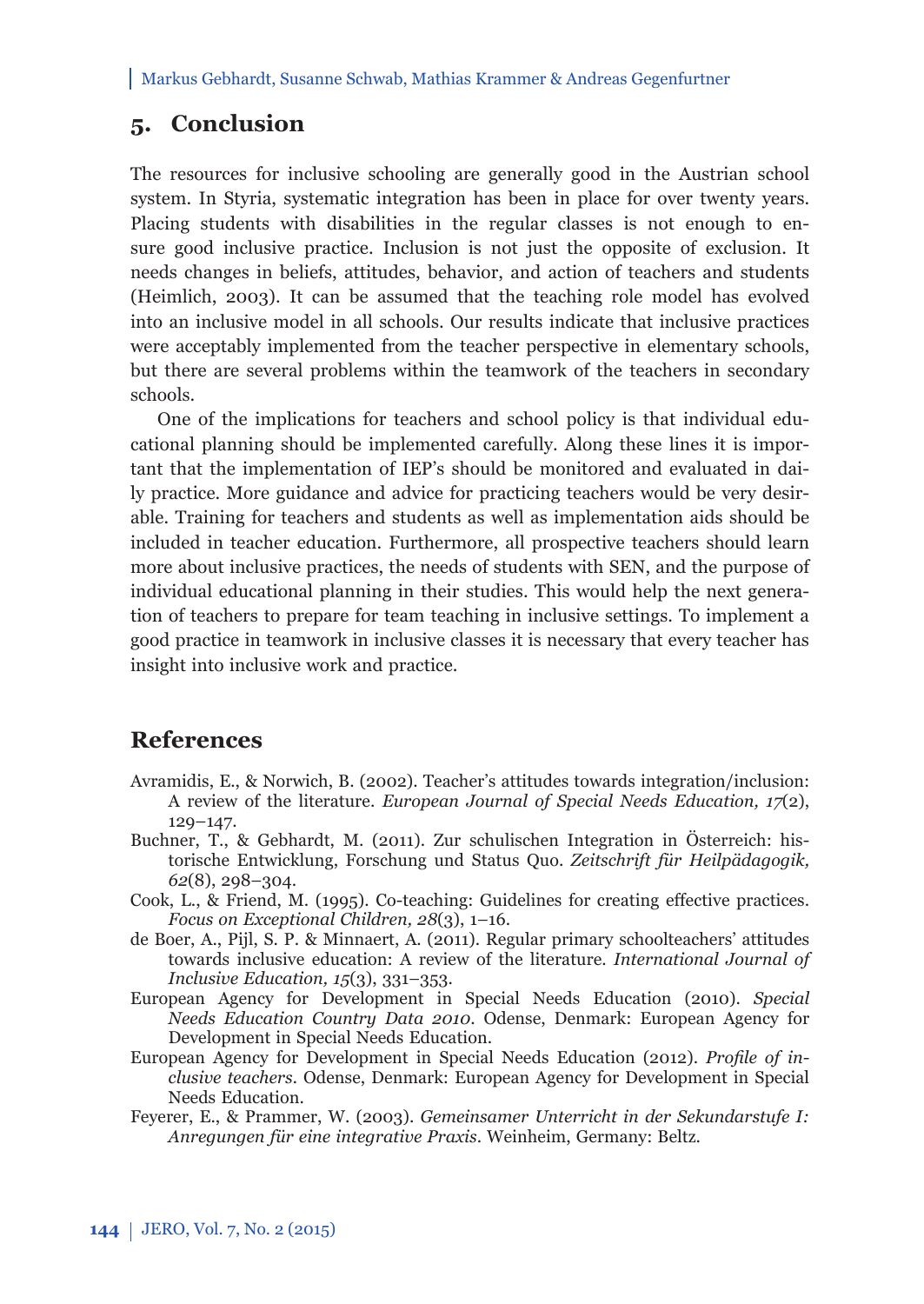## 5. Conclusion

The resources for inclusive schooling are generally good in the Austrian school system. In Styria, systematic integration has been in place for over twenty years. Placing students with disabilities in the regular classes is not enough to ensure good inclusive practice. Inclusion is not just the opposite of exclusion. It needs changes in beliefs, attitudes, behavior, and action of teachers and students (Heimlich, 2003). It can be assumed that the teaching role model has evolved into an inclusive model in all schools. Our results indicate that inclusive practices were acceptably implemented from the teacher perspective in elementary schools, but there are several problems within the teamwork of the teachers in secondary schools.

One of the implications for teachers and school policy is that individual educational planning should be implemented carefully. Along these lines it is important that the implementation of IEP's should be monitored and evaluated in daily practice. More guidance and advice for practicing teachers would be very desirable. Training for teachers and students as well as implementation aids should be included in teacher education. Furthermore, all prospective teachers should learn more about inclusive practices, the needs of students with SEN, and the purpose of individual educational planning in their studies. This would help the next generation of teachers to prepare for team teaching in inclusive settings. To implement a good practice in teamwork in inclusive classes it is necessary that every teacher has insight into inclusive work and practice.

## References

Avramidis, E., & Norwich, B. (2002). Teacher's attitudes towards integration/inclusion: A review of the literature. *European Journal of Special Needs Education, 17*(2), 129–147.

Buchner, T., & Gebhardt, M. (2011). Zur schulischen Integration in Österreich: historische Entwicklung, Forschung und Status Quo. *Zeitschrift für Heilpädagogik, 62*(8), 298–304.

Cook, L., & Friend, M. (1995). Co-teaching: Guidelines for creating effective practices. *Focus on Exceptional Children, 28*(3), 1–16.

de Boer, A., Pijl, S. P. & Minnaert, A. (2011). Regular primary schoolteachers' attitudes towards inclusive education: A review of the literature. *International Journal of Inclusive Education, 15*(3), 331–353.

European Agency for Development in Special Needs Education (2010). *Special Needs Education Country Data 2010*. Odense, Denmark: European Agency for Development in Special Needs Education.

European Agency for Development in Special Needs Education (2012). *Profile of inclusive teachers*. Odense, Denmark: European Agency for Development in Special Needs Education.

Feyerer, E., & Prammer, W. (2003). *Gemeinsamer Unterricht in der Sekundarstufe I: Anregungen für eine integrative Praxis*. Weinheim, Germany: Beltz.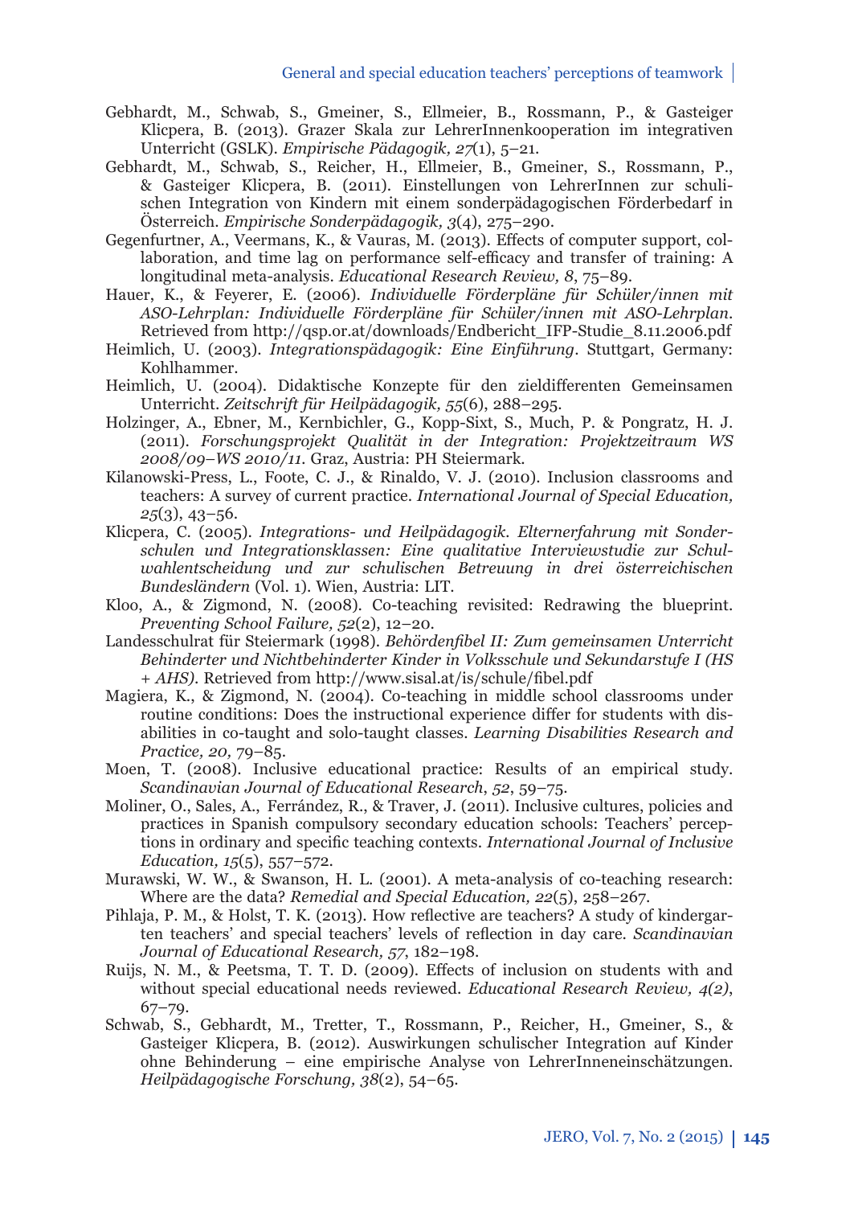Gebhardt, M., Schwab, S., Gmeiner, S., Ellmeier, B., Rossmann, P., & Gasteiger Klicpera, B. (2013). Grazer Skala zur LehrerInnenkooperation im integrativen Unterricht (GSLK). *Empirische Pädagogik, 27*(1), 5–21.

Gebhardt, M., Schwab, S., Reicher, H., Ellmeier, B., Gmeiner, S., Rossmann, P., & Gasteiger Klicpera, B. (2011). Einstellungen von LehrerInnen zur schulischen Integration von Kindern mit einem sonderpädagogischen Förderbedarf in Österreich. *Empirische Sonderpädagogik, 3*(4), 275–290.

Gegenfurtner, A., Veermans, K., & Vauras, M. (2013). Effects of computer support, collaboration, and time lag on performance self-efficacy and transfer of training: A longitudinal meta-analysis. *Educational Research Review, 8*, 75–89.

Hauer, K., & Feyerer, E. (2006). *Individuelle Förderpläne für Schüler/innen mit ASO-Lehrplan: Individuelle Förderpläne für Schüler/innen mit ASO-Lehrplan*. Retrieved from http://qsp.or.at/downloads/Endbericht_IFP-Studie_8.11.2006.pdf

Heimlich, U. (2003). *Integrationspädagogik: Eine Einführung*. Stuttgart, Germany: Kohlhammer.

Heimlich, U. (2004). Didaktische Konzepte für den zieldifferenten Gemeinsamen Unterricht. *Zeitschrift für Heilpädagogik, 55*(6), 288–295.

Holzinger, A., Ebner, M., Kernbichler, G., Kopp-Sixt, S., Much, P. & Pongratz, H. J. (2011). *Forschungsprojekt Qualität in der Integration: Projektzeitraum WS 2008/09–WS 2010/11*. Graz, Austria: PH Steiermark.

Kilanowski-Press, L., Foote, C. J., & Rinaldo, V. J. (2010). Inclusion classrooms and teachers: A survey of current practice. *International Journal of Special Education, 25*(3), 43–56.

Klicpera, C. (2005). *Integrations- und Heilpädagogik. Elternerfahrung mit Sonderschulen und Integrationsklassen: Eine qualitative Interviewstudie zur Schulwahlentscheidung und zur schulischen Betreuung in drei österreichischen Bundesländern* (Vol. 1). Wien, Austria: LIT.

Kloo, A., & Zigmond, N. (2008). Co-teaching revisited: Redrawing the blueprint. *Preventing School Failure, 52*(2), 12–20.

Landesschulrat für Steiermark (1998). *Behördenfibel II: Zum gemeinsamen Unterricht Behinderter und Nichtbehinderter Kinder in Volksschule und Sekundarstufe I (HS + AHS)*. Retrieved from http://www.sisal.at/is/schule/fibel.pdf

Magiera, K., & Zigmond, N. (2004). Co-teaching in middle school classrooms under routine conditions: Does the instructional experience differ for students with disabilities in co-taught and solo-taught classes. *Learning Disabilities Research and Practice, 20,* 79–85.

Moen, T. (2008). Inclusive educational practice: Results of an empirical study. *Scandinavian Journal of Educational Research*, *52*, 59–75.

Moliner, O., Sales, A., Ferrández, R., & Traver, J. (2011). Inclusive cultures, policies and practices in Spanish compulsory secondary education schools: Teachers' perceptions in ordinary and specific teaching contexts. *International Journal of Inclusive Education, 15*(5), 557–572.

Murawski, W. W., & Swanson, H. L. (2001). A meta-analysis of co-teaching research: Where are the data? *Remedial and Special Education, 22*(5), 258–267.

Pihlaja, P. M., & Holst, T. K. (2013). How reflective are teachers? A study of kindergarten teachers' and special teachers' levels of reflection in day care. *Scandinavian Journal of Educational Research, 57*, 182–198.

Ruijs, N. M., & Peetsma, T. T. D. (2009). Effects of inclusion on students with and without special educational needs reviewed. *Educational Research Review, 4(2)*, 67–79.

Schwab, S., Gebhardt, M., Tretter, T., Rossmann, P., Reicher, H., Gmeiner, S., & Gasteiger Klicpera, B. (2012). Auswirkungen schulischer Integration auf Kinder ohne Behinderung – eine empirische Analyse von LehrerInneneinschätzungen. *Heilpädagogische Forschung, 38*(2), 54–65.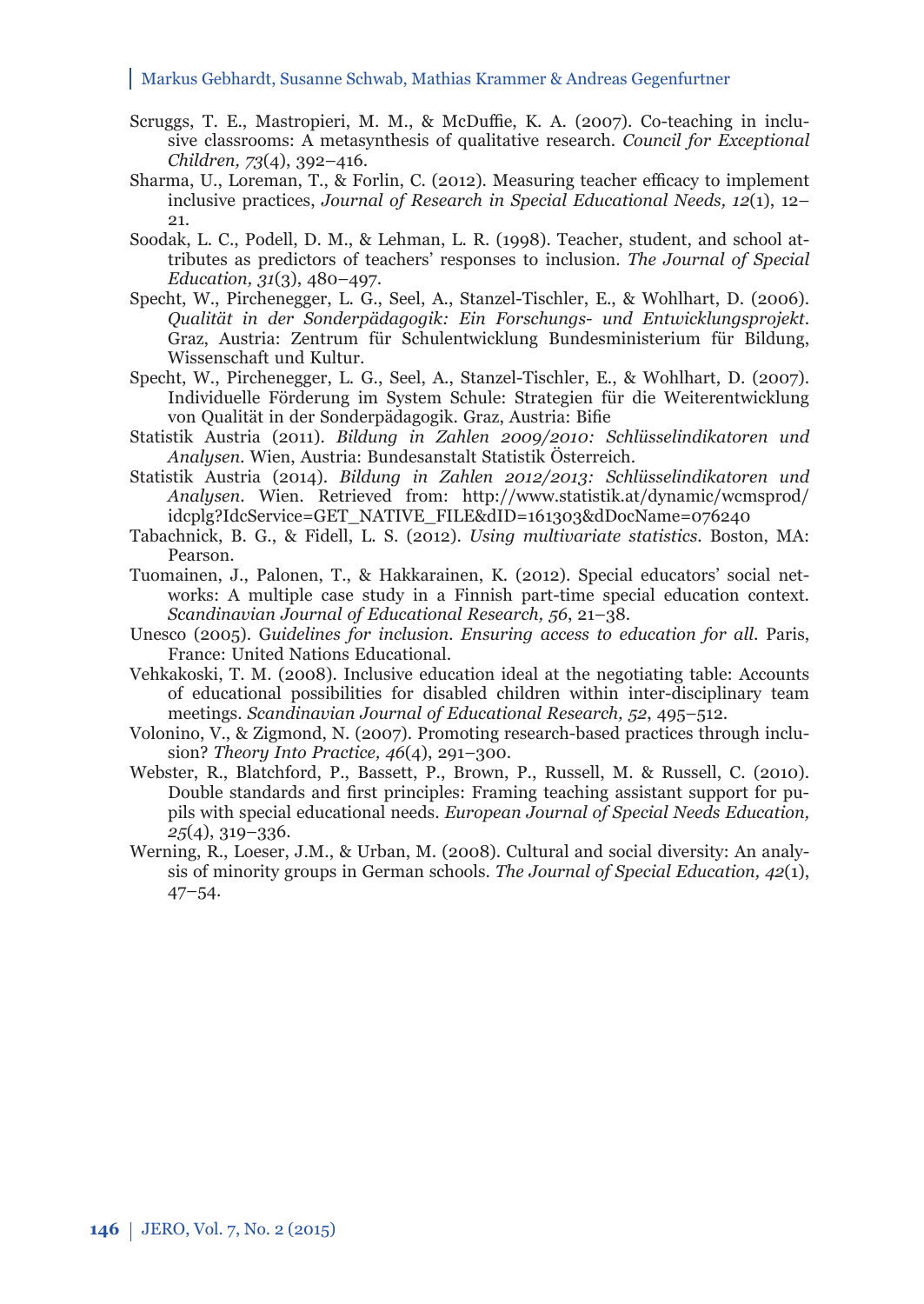Scruggs, T. E., Mastropieri, M. M., & McDuffie, K. A. (2007). Co-teaching in inclusive classrooms: A metasynthesis of qualitative research. *Council for Exceptional Children, 73*(4), 392–416.

Sharma, U., Loreman, T., & Forlin, C. (2012). Measuring teacher efficacy to implement inclusive practices, *Journal of Research in Special Educational Needs, 12*(1), 12–21.

Soodak, L. C., Podell, D. M., & Lehman, L. R. (1998). Teacher, student, and school attributes as predictors of teachers' responses to inclusion. *The Journal of Special Education, 31*(3), 480–497.

Specht, W., Pirchenegger, L. G., Seel, A., Stanzel-Tischler, E., & Wohlhart, D. (2006). *Qualität in der Sonderpädagogik: Ein Forschungs- und Entwicklungsprojekt*. Graz, Austria: Zentrum für Schulentwicklung Bundesministerium für Bildung, Wissenschaft und Kultur.

Specht, W., Pirchenegger, L. G., Seel, A., Stanzel-Tischler, E., & Wohlhart, D. (2007). Individuelle Förderung im System Schule: Strategien für die Weiterentwicklung von Qualität in der Sonderpädagogik. Graz, Austria: Bifie

Statistik Austria (2011). *Bildung in Zahlen 2009/2010: Schlüsselindikatoren und Analysen*. Wien, Austria: Bundesanstalt Statistik Österreich.

Statistik Austria (2014). *Bildung in Zahlen 2012/2013: Schlüsselindikatoren und Analysen*. Wien. Retrieved from: http://www.statistik.at/dynamic/wcmsprod/idcplg?IdcService=GET_NATIVE_FILE&dID=161303&dDocName=076240

Tabachnick, B. G., & Fidell, L. S. (2012). *Using multivariate statistics*. Boston, MA: Pearson.

Tuomainen, J., Palonen, T., & Hakkarainen, K. (2012). Special educators' social networks: A multiple case study in a Finnish part-time special education context. *Scandinavian Journal of Educational Research, 56*, 21–38.

Unesco (2005). G*uidelines for inclusion. Ensuring access to education for all*. Paris, France: United Nations Educational.

Vehkakoski, T. M. (2008). Inclusive education ideal at the negotiating table: Accounts of educational possibilities for disabled children within inter-disciplinary team meetings. *Scandinavian Journal of Educational Research, 52*, 495–512.

Volonino, V., & Zigmond, N. (2007). Promoting research-based practices through inclusion? *Theory Into Practice, 46*(4), 291–300.

Webster, R., Blatchford, P., Bassett, P., Brown, P., Russell, M. & Russell, C. (2010). Double standards and first principles: Framing teaching assistant support for pupils with special educational needs. *European Journal of Special Needs Education, 25*(4), 319–336.

Werning, R., Loeser, J.M., & Urban, M. (2008). Cultural and social diversity: An analysis of minority groups in German schools. *The Journal of Special Education, 42*(1), 47–54.